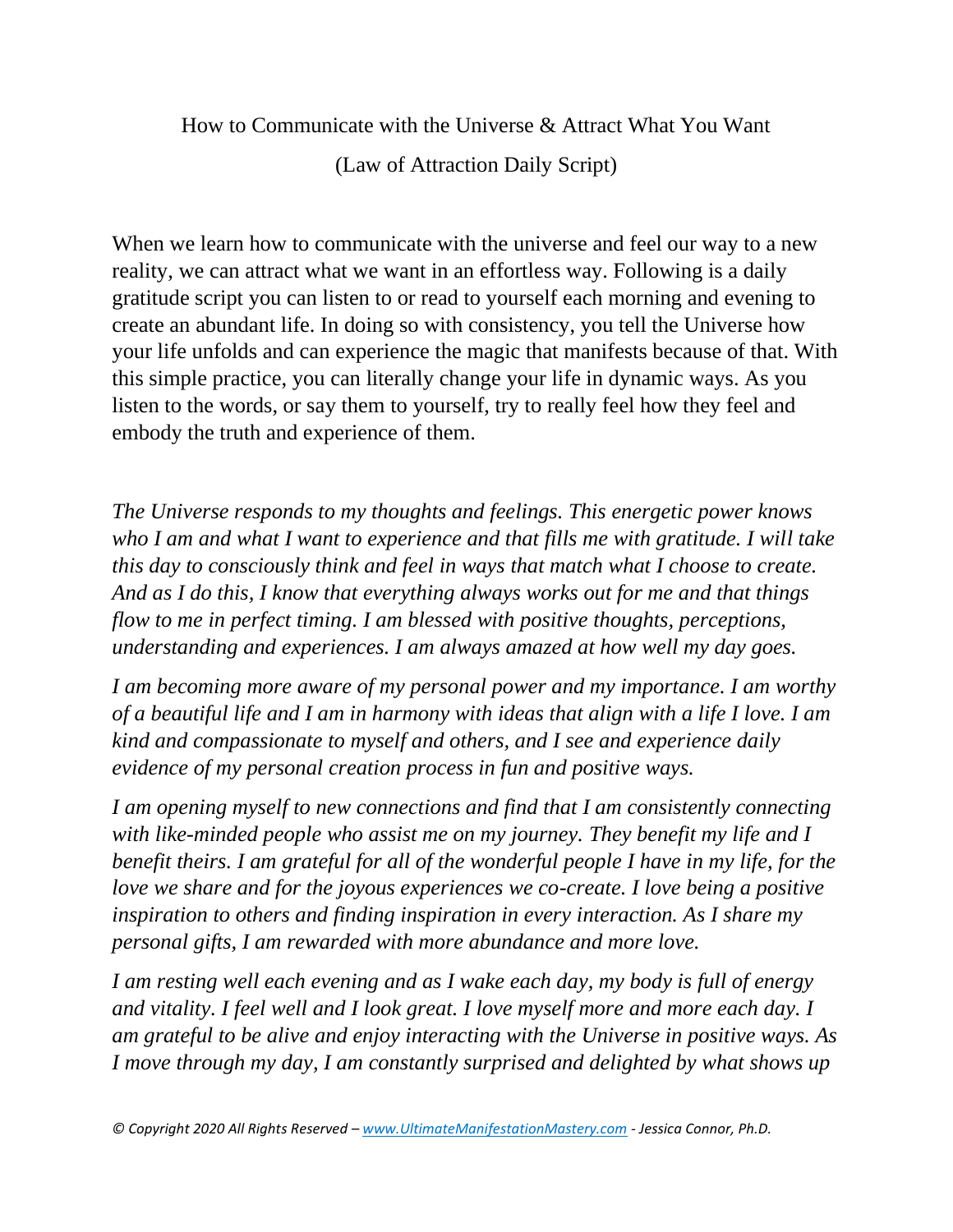# How to Communicate with the Universe & Attract What You Want

## (Law of Attraction Daily Script)

When we learn how to communicate with the universe and feel our way to a new reality, we can attract what we want in an effortless way. Following is a daily gratitude script you can listen to or read to yourself each morning and evening to create an abundant life. In doing so with consistency, you tell the Universe how your life unfolds and can experience the magic that manifests because of that. With this simple practice, you can literally change your life in dynamic ways. As you listen to the words, or say them to yourself, try to really feel how they feel and embody the truth and experience of them.

*The Universe responds to my thoughts and feelings. This energetic power knows who I am and what I want to experience and that fills me with gratitude. I will take this day to consciously think and feel in ways that match what I choose to create. And as I do this, I know that everything always works out for me and that things flow to me in perfect timing. I am blessed with positive thoughts, perceptions, understanding and experiences. I am always amazed at how well my day goes.*

*I am becoming more aware of my personal power and my importance. I am worthy of a beautiful life and I am in harmony with ideas that align with a life I love. I am kind and compassionate to myself and others, and I see and experience daily evidence of my personal creation process in fun and positive ways.*

*I am opening myself to new connections and find that I am consistently connecting with like-minded people who assist me on my journey. They benefit my life and I benefit theirs. I am grateful for all of the wonderful people I have in my life, for the love we share and for the joyous experiences we co-create. I love being a positive inspiration to others and finding inspiration in every interaction. As I share my personal gifts, I am rewarded with more abundance and more love.*

*I am resting well each evening and as I wake each day, my body is full of energy and vitality. I feel well and I look great. I love myself more and more each day. I am grateful to be alive and enjoy interacting with the Universe in positive ways. As I move through my day, I am constantly surprised and delighted by what shows up*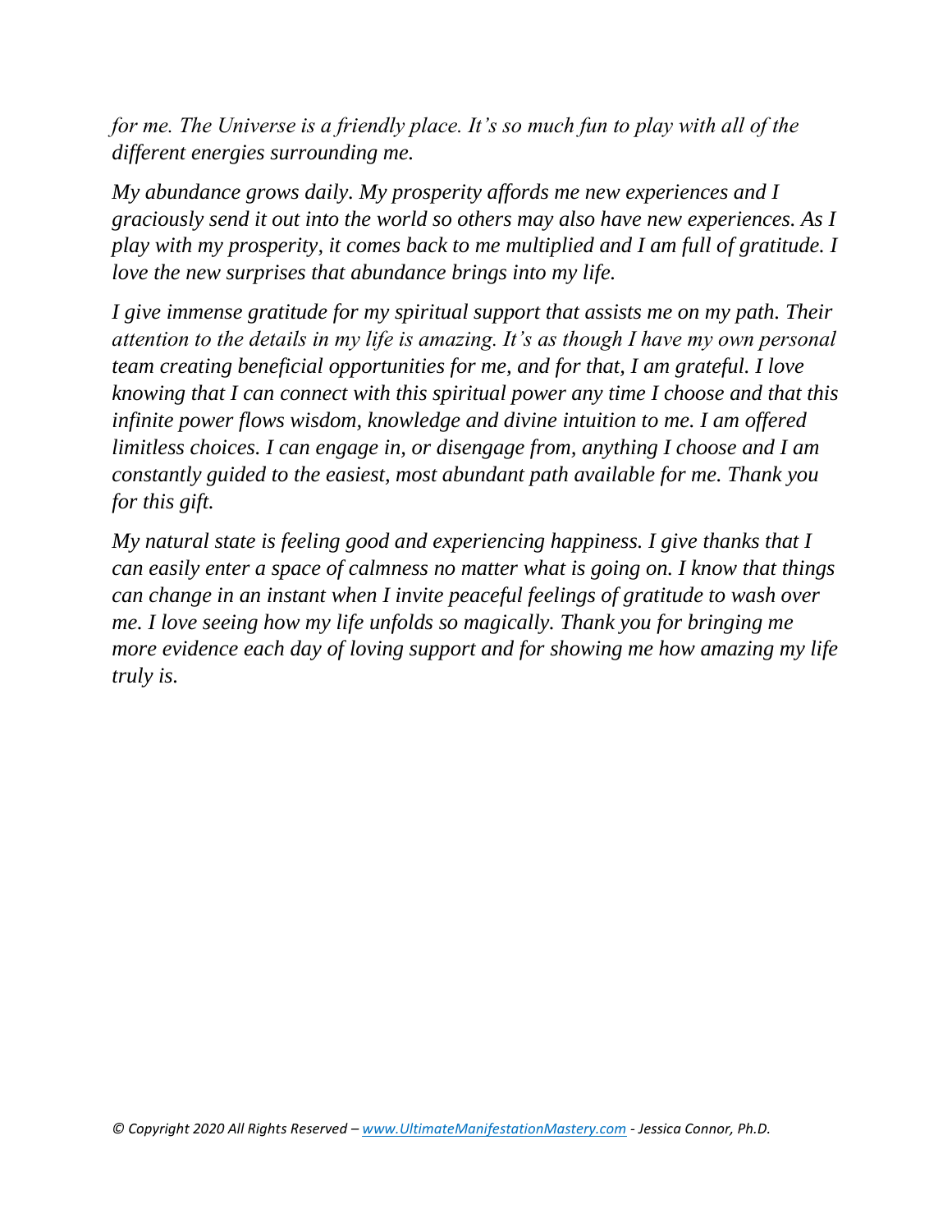*for me. The Universe is a friendly place. It's so much fun to play with all of the different energies surrounding me.*

*My abundance grows daily. My prosperity affords me new experiences and I graciously send it out into the world so others may also have new experiences. As I play with my prosperity, it comes back to me multiplied and I am full of gratitude. I love the new surprises that abundance brings into my life.*

*I give immense gratitude for my spiritual support that assists me on my path. Their attention to the details in my life is amazing. It's as though I have my own personal team creating beneficial opportunities for me, and for that, I am grateful. I love knowing that I can connect with this spiritual power any time I choose and that this infinite power flows wisdom, knowledge and divine intuition to me. I am offered limitless choices. I can engage in, or disengage from, anything I choose and I am constantly guided to the easiest, most abundant path available for me. Thank you for this gift.*

*My natural state is feeling good and experiencing happiness. I give thanks that I can easily enter a space of calmness no matter what is going on. I know that things can change in an instant when I invite peaceful feelings of gratitude to wash over me. I love seeing how my life unfolds so magically. Thank you for bringing me more evidence each day of loving support and for showing me how amazing my life truly is.*